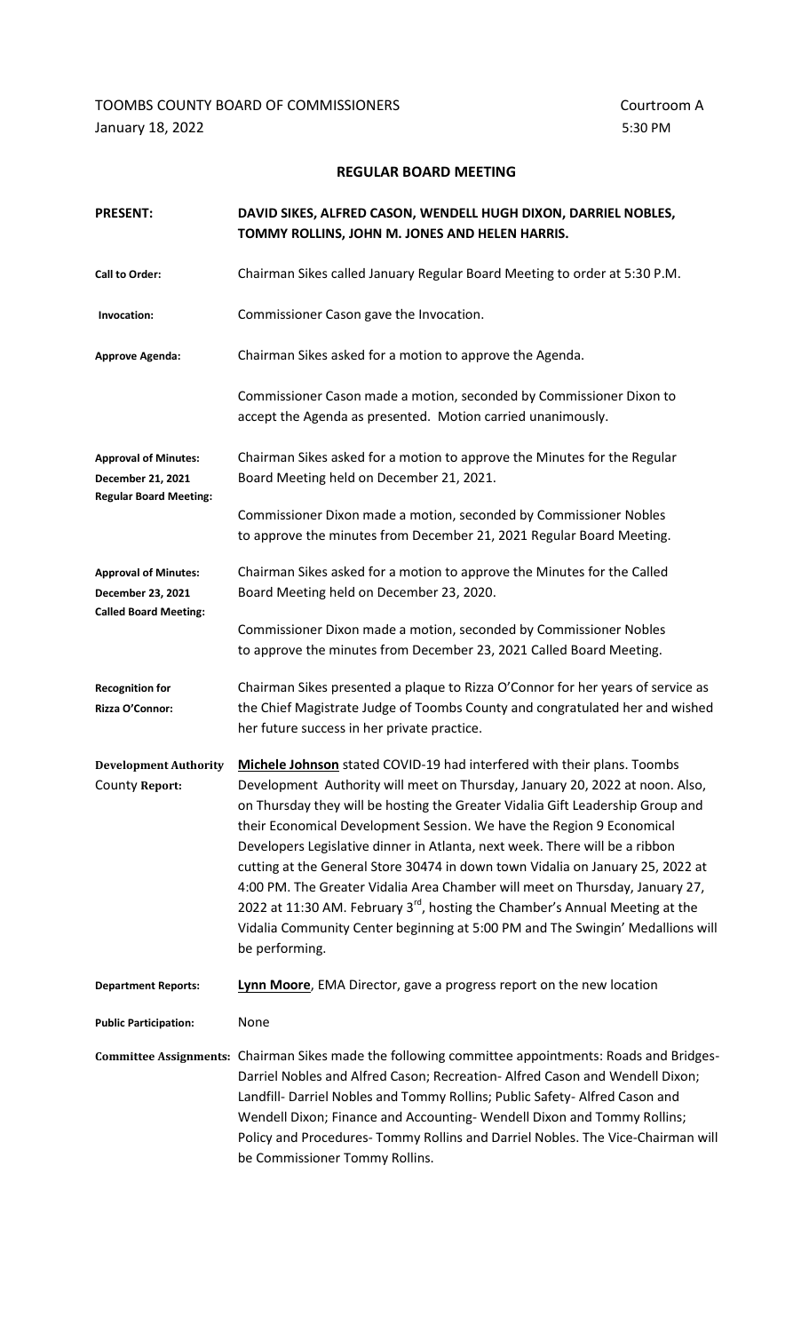TOOMBS COUNTY BOARD OF COMMISSIONERS Courtroom A

January 18, 2022 5:30 PM

## REGULAR BOARD MEETING

**PRESENT:** **DAVID SIKES, ALFRED CASON, WENDELL HUGH DIXON, DARRIEL NOBLES, TOMMY ROLLINS, JOHN M. JONES AND HELEN HARRIS.**

**Call to Order:** Chairman Sikes called January Regular Board Meeting to order at 5:30 P.M.

**Invocation:** Commissioner Cason gave the Invocation.

**Approve Agenda:** Chairman Sikes asked for a motion to approve the Agenda.

Commissioner Cason made a motion, seconded by Commissioner Dixon to accept the Agenda as presented. Motion carried unanimously.

**Approval of Minutes: December 21, 2021 Regular Board Meeting:** Chairman Sikes asked for a motion to approve the Minutes for the Regular Board Meeting held on December 21, 2021.

Commissioner Dixon made a motion, seconded by Commissioner Nobles to approve the minutes from December 21, 2021 Regular Board Meeting.

**Approval of Minutes: December 23, 2021 Called Board Meeting:** Chairman Sikes asked for a motion to approve the Minutes for the Called Board Meeting held on December 23, 2020.

Commissioner Dixon made a motion, seconded by Commissioner Nobles to approve the minutes from December 23, 2021 Called Board Meeting.

**Recognition for Rizza O'Connor:** Chairman Sikes presented a plaque to Rizza O'Connor for her years of service as the Chief Magistrate Judge of Toombs County and congratulated her and wished her future success in her private practice.

**Development Authority County Report:** **Michele Johnson** stated COVID-19 had interfered with their plans. Toombs Development Authority will meet on Thursday, January 20, 2022 at noon. Also, on Thursday they will be hosting the Greater Vidalia Gift Leadership Group and their Economical Development Session. We have the Region 9 Economical Developers Legislative dinner in Atlanta, next week. There will be a ribbon cutting at the General Store 30474 in down town Vidalia on January 25, 2022 at 4:00 PM. The Greater Vidalia Area Chamber will meet on Thursday, January 27, 2022 at 11:30 AM. February 3rd, hosting the Chamber's Annual Meeting at the Vidalia Community Center beginning at 5:00 PM and The Swingin' Medallions will be performing.

**Department Reports:** **Lynn Moore**, EMA Director, gave a progress report on the new location

**Public Participation:** None

**Committee Assignments:** Chairman Sikes made the following committee appointments: Roads and Bridges- Darriel Nobles and Alfred Cason; Recreation- Alfred Cason and Wendell Dixon; Landfill- Darriel Nobles and Tommy Rollins; Public Safety- Alfred Cason and Wendell Dixon; Finance and Accounting- Wendell Dixon and Tommy Rollins; Policy and Procedures- Tommy Rollins and Darriel Nobles. The Vice-Chairman will be Commissioner Tommy Rollins.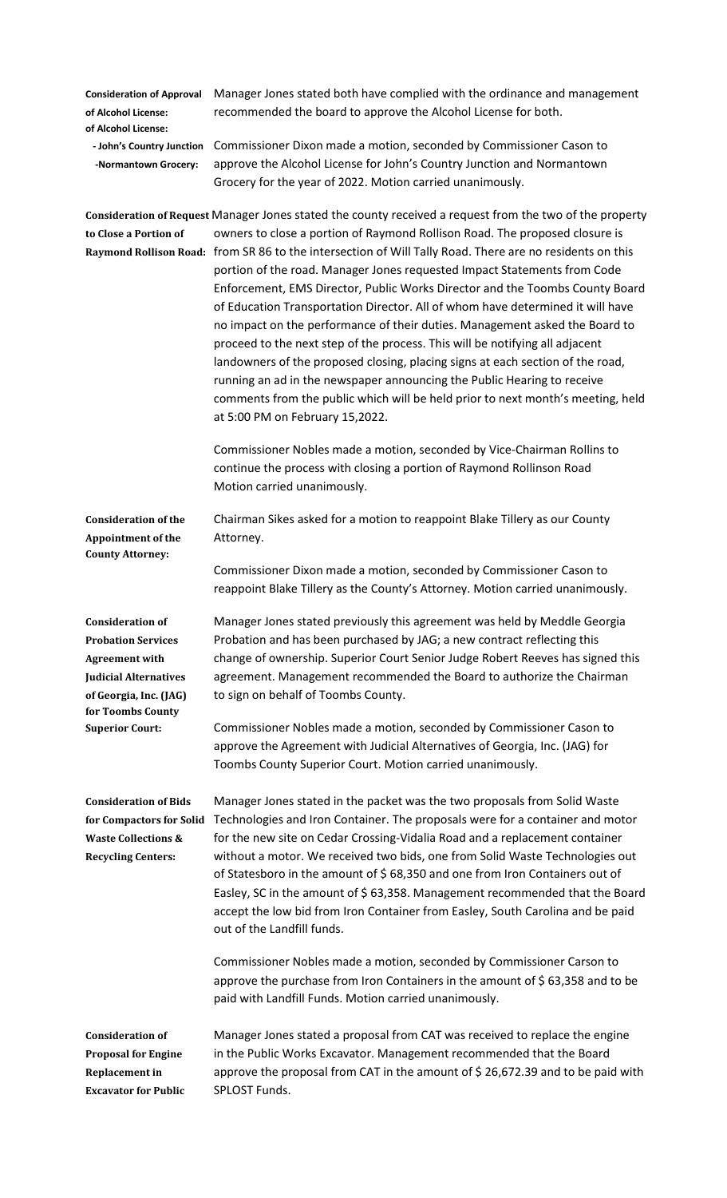**Consideration of Approval of Alcohol License:**
**of Alcohol License:**
**- John's Country Junction**
**-Normantown Grocery:**

Manager Jones stated both have complied with the ordinance and management recommended the board to approve the Alcohol License for both.

Commissioner Dixon made a motion, seconded by Commissioner Cason to approve the Alcohol License for John's Country Junction and Normantown Grocery for the year of 2022. Motion carried unanimously.

**Consideration of Request to Close a Portion of Raymond Rollison Road:**

Manager Jones stated the county received a request from the two of the property owners to close a portion of Raymond Rollison Road. The proposed closure is from SR 86 to the intersection of Will Tally Road. There are no residents on this portion of the road. Manager Jones requested Impact Statements from Code Enforcement, EMS Director, Public Works Director and the Toombs County Board of Education Transportation Director. All of whom have determined it will have no impact on the performance of their duties. Management asked the Board to proceed to the next step of the process. This will be notifying all adjacent landowners of the proposed closing, placing signs at each section of the road, running an ad in the newspaper announcing the Public Hearing to receive comments from the public which will be held prior to next month's meeting, held at 5:00 PM on February 15,2022.

Commissioner Nobles made a motion, seconded by Vice-Chairman Rollins to continue the process with closing a portion of Raymond Rollinson Road Motion carried unanimously.

**Consideration of the Appointment of the County Attorney:**

Chairman Sikes asked for a motion to reappoint Blake Tillery as our County Attorney.

Commissioner Dixon made a motion, seconded by Commissioner Cason to reappoint Blake Tillery as the County's Attorney. Motion carried unanimously.

**Consideration of Probation Services Agreement with Judicial Alternatives of Georgia, Inc. (JAG) for Toombs County Superior Court:**

Manager Jones stated previously this agreement was held by Meddle Georgia Probation and has been purchased by JAG; a new contract reflecting this change of ownership. Superior Court Senior Judge Robert Reeves has signed this agreement. Management recommended the Board to authorize the Chairman to sign on behalf of Toombs County.

Commissioner Nobles made a motion, seconded by Commissioner Cason to approve the Agreement with Judicial Alternatives of Georgia, Inc. (JAG) for Toombs County Superior Court. Motion carried unanimously.

**Consideration of Bids for Compactors for Solid Waste Collections & Recycling Centers:**

Manager Jones stated in the packet was the two proposals from Solid Waste Technologies and Iron Container. The proposals were for a container and motor for the new site on Cedar Crossing-Vidalia Road and a replacement container without a motor. We received two bids, one from Solid Waste Technologies out of Statesboro in the amount of $ 68,350 and one from Iron Containers out of Easley, SC in the amount of $ 63,358. Management recommended that the Board accept the low bid from Iron Container from Easley, South Carolina and be paid out of the Landfill funds.

Commissioner Nobles made a motion, seconded by Commissioner Carson to approve the purchase from Iron Containers in the amount of $ 63,358 and to be paid with Landfill Funds. Motion carried unanimously.

**Consideration of Proposal for Engine Replacement in Excavator for Public**

Manager Jones stated a proposal from CAT was received to replace the engine in the Public Works Excavator. Management recommended that the Board approve the proposal from CAT in the amount of $ 26,672.39 and to be paid with SPLOST Funds.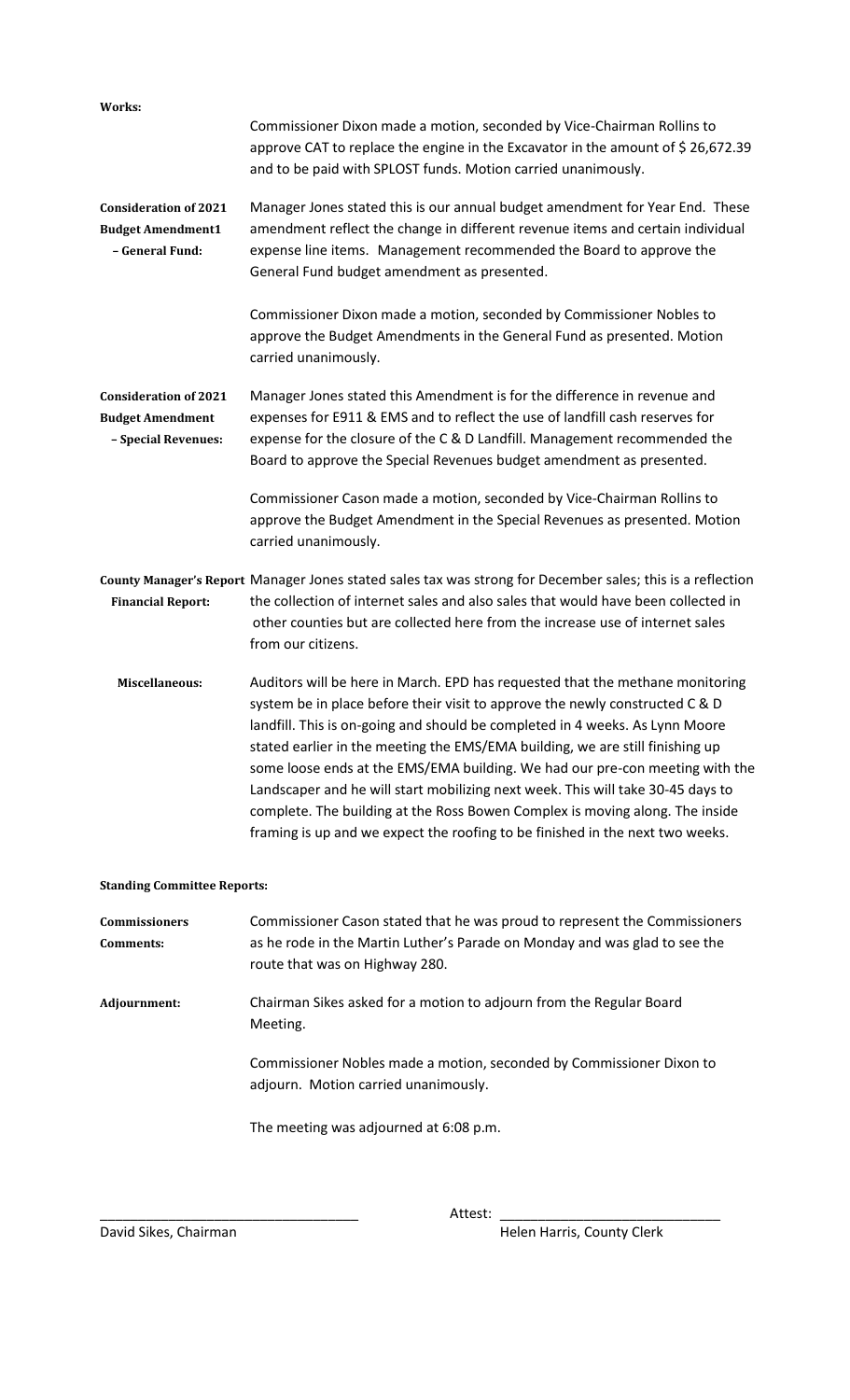**Works:**

Commissioner Dixon made a motion, seconded by Vice-Chairman Rollins to approve CAT to replace the engine in the Excavator in the amount of $ 26,672.39 and to be paid with SPLOST funds. Motion carried unanimously.

**Consideration of 2021 Budget Amendment1 – General Fund:**

Manager Jones stated this is our annual budget amendment for Year End. These amendment reflect the change in different revenue items and certain individual expense line items. Management recommended the Board to approve the General Fund budget amendment as presented.

Commissioner Dixon made a motion, seconded by Commissioner Nobles to approve the Budget Amendments in the General Fund as presented. Motion carried unanimously.

**Consideration of 2021 Budget Amendment – Special Revenues:**

Manager Jones stated this Amendment is for the difference in revenue and expenses for E911 & EMS and to reflect the use of landfill cash reserves for expense for the closure of the C & D Landfill. Management recommended the Board to approve the Special Revenues budget amendment as presented.

Commissioner Cason made a motion, seconded by Vice-Chairman Rollins to approve the Budget Amendment in the Special Revenues as presented. Motion carried unanimously.

**County Manager's Report**

**Financial Report:**

Manager Jones stated sales tax was strong for December sales; this is a reflection the collection of internet sales and also sales that would have been collected in other counties but are collected here from the increase use of internet sales from our citizens.

**Miscellaneous:**

Auditors will be here in March. EPD has requested that the methane monitoring system be in place before their visit to approve the newly constructed C & D landfill. This is on-going and should be completed in 4 weeks. As Lynn Moore stated earlier in the meeting the EMS/EMA building, we are still finishing up some loose ends at the EMS/EMA building. We had our pre-con meeting with the Landscaper and he will start mobilizing next week. This will take 30-45 days to complete. The building at the Ross Bowen Complex is moving along. The inside framing is up and we expect the roofing to be finished in the next two weeks.

**Standing Committee Reports:**

**Commissioners Comments:**

Commissioner Cason stated that he was proud to represent the Commissioners as he rode in the Martin Luther's Parade on Monday and was glad to see the route that was on Highway 280.

**Adjournment:**

Chairman Sikes asked for a motion to adjourn from the Regular Board Meeting.

Commissioner Nobles made a motion, seconded by Commissioner Dixon to adjourn. Motion carried unanimously.

The meeting was adjourned at 6:08 p.m.

\_\_\_\_\_\_\_\_\_\_\_\_\_\_\_\_\_\_\_\_\_\_\_\_\_\_\_\_\_\_\_\_\_\_ Attest: \_\_\_\_\_\_\_\_\_\_\_\_\_\_\_\_\_\_\_\_\_\_\_\_\_\_\_\_\_\_

David Sikes, Chairman Helen Harris, County Clerk